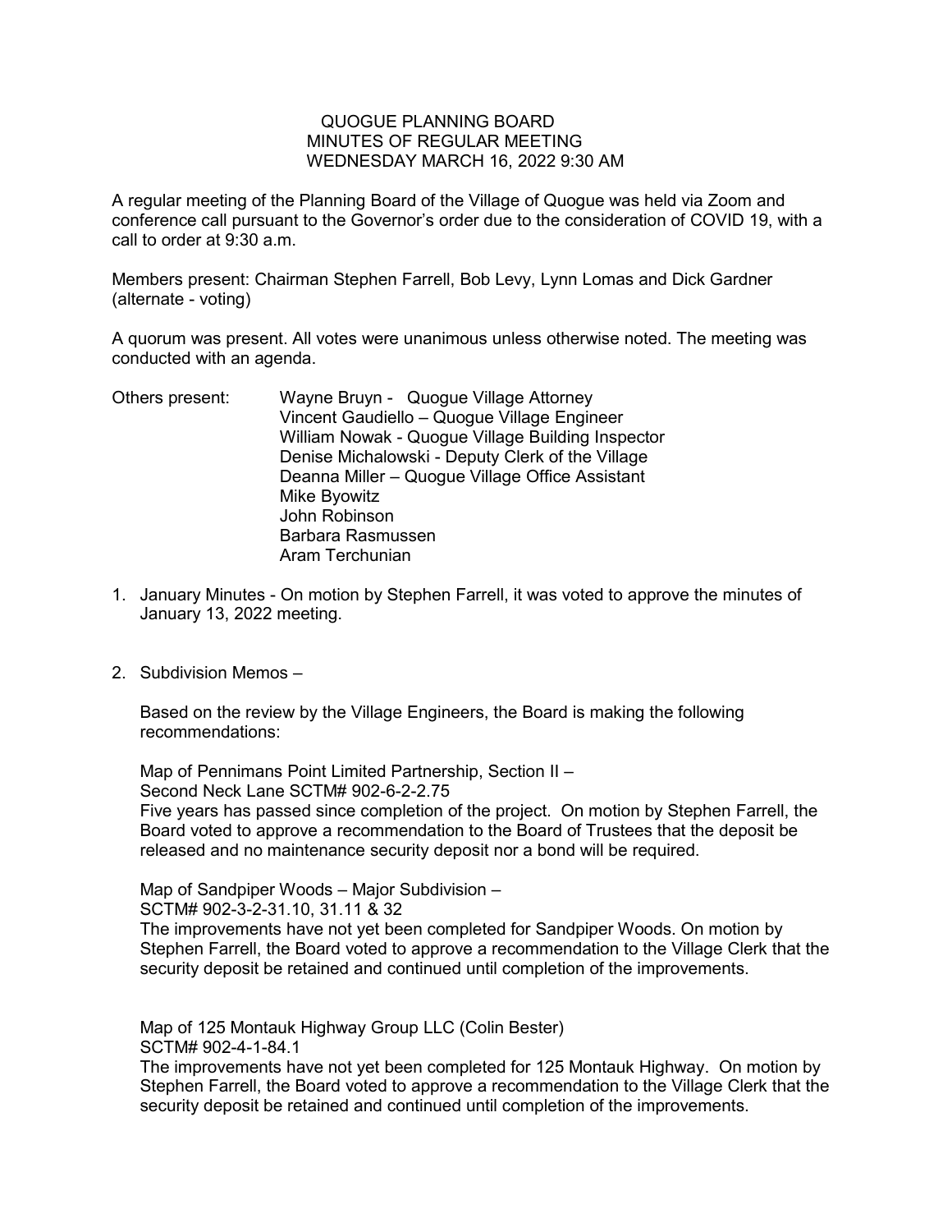# QUOGUE PLANNING BOARD
## MINUTES OF REGULAR MEETING
## WEDNESDAY MARCH 16, 2022 9:30 AM

A regular meeting of the Planning Board of the Village of Quogue was held via Zoom and conference call pursuant to the Governor's order due to the consideration of COVID 19, with a call to order at 9:30 a.m.

Members present: Chairman Stephen Farrell, Bob Levy, Lynn Lomas and Dick Gardner (alternate - voting)

A quorum was present. All votes were unanimous unless otherwise noted. The meeting was conducted with an agenda.

Others present:
- Wayne Bruyn - Quogue Village Attorney
- Vincent Gaudiello – Quogue Village Engineer
- William Nowak - Quogue Village Building Inspector
- Denise Michalowski - Deputy Clerk of the Village
- Deanna Miller – Quogue Village Office Assistant
- Mike Byowitz
- John Robinson
- Barbara Rasmussen
- Aram Terchunian

1. January Minutes - On motion by Stephen Farrell, it was voted to approve the minutes of January 13, 2022 meeting.

2. Subdivision Memos –

   Based on the review by the Village Engineers, the Board is making the following recommendations:

   Map of Pennimans Point Limited Partnership, Section II –
   Second Neck Lane SCTM# 902-6-2-2.75
   Five years has passed since completion of the project. On motion by Stephen Farrell, the Board voted to approve a recommendation to the Board of Trustees that the deposit be released and no maintenance security deposit nor a bond will be required.

   Map of Sandpiper Woods – Major Subdivision –
   SCTM# 902-3-2-31.10, 31.11 & 32
   The improvements have not yet been completed for Sandpiper Woods. On motion by Stephen Farrell, the Board voted to approve a recommendation to the Village Clerk that the security deposit be retained and continued until completion of the improvements.

   Map of 125 Montauk Highway Group LLC (Colin Bester)
   SCTM# 902-4-1-84.1
   The improvements have not yet been completed for 125 Montauk Highway. On motion by Stephen Farrell, the Board voted to approve a recommendation to the Village Clerk that the security deposit be retained and continued until completion of the improvements.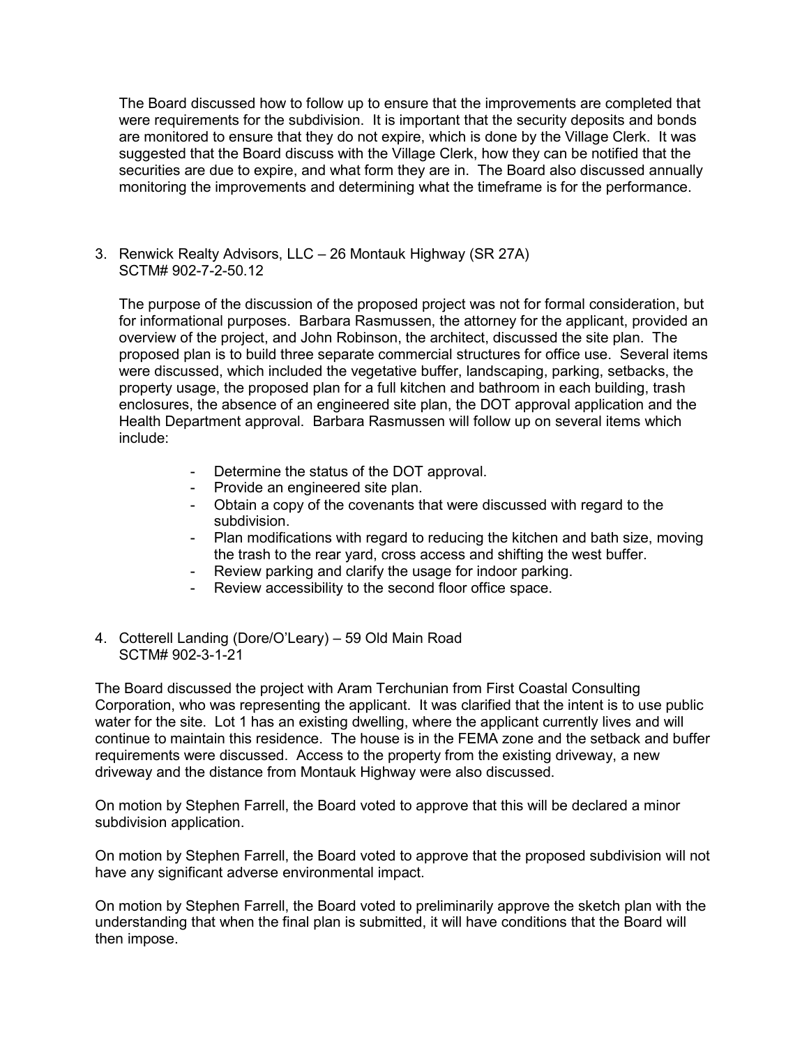The Board discussed how to follow up to ensure that the improvements are completed that were requirements for the subdivision. It is important that the security deposits and bonds are monitored to ensure that they do not expire, which is done by the Village Clerk. It was suggested that the Board discuss with the Village Clerk, how they can be notified that the securities are due to expire, and what form they are in. The Board also discussed annually monitoring the improvements and determining what the timeframe is for the performance.

3. Renwick Realty Advisors, LLC – 26 Montauk Highway (SR 27A)
   SCTM# 902-7-2-50.12

   The purpose of the discussion of the proposed project was not for formal consideration, but for informational purposes. Barbara Rasmussen, the attorney for the applicant, provided an overview of the project, and John Robinson, the architect, discussed the site plan. The proposed plan is to build three separate commercial structures for office use. Several items were discussed, which included the vegetative buffer, landscaping, parking, setbacks, the property usage, the proposed plan for a full kitchen and bathroom in each building, trash enclosures, the absence of an engineered site plan, the DOT approval application and the Health Department approval. Barbara Rasmussen will follow up on several items which include:

   - Determine the status of the DOT approval.
   - Provide an engineered site plan.
   - Obtain a copy of the covenants that were discussed with regard to the subdivision.
   - Plan modifications with regard to reducing the kitchen and bath size, moving the trash to the rear yard, cross access and shifting the west buffer.
   - Review parking and clarify the usage for indoor parking.
   - Review accessibility to the second floor office space.

4. Cotterell Landing (Dore/O'Leary) – 59 Old Main Road
   SCTM# 902-3-1-21

The Board discussed the project with Aram Terchunian from First Coastal Consulting Corporation, who was representing the applicant. It was clarified that the intent is to use public water for the site. Lot 1 has an existing dwelling, where the applicant currently lives and will continue to maintain this residence. The house is in the FEMA zone and the setback and buffer requirements were discussed. Access to the property from the existing driveway, a new driveway and the distance from Montauk Highway were also discussed.

On motion by Stephen Farrell, the Board voted to approve that this will be declared a minor subdivision application.

On motion by Stephen Farrell, the Board voted to approve that the proposed subdivision will not have any significant adverse environmental impact.

On motion by Stephen Farrell, the Board voted to preliminarily approve the sketch plan with the understanding that when the final plan is submitted, it will have conditions that the Board will then impose.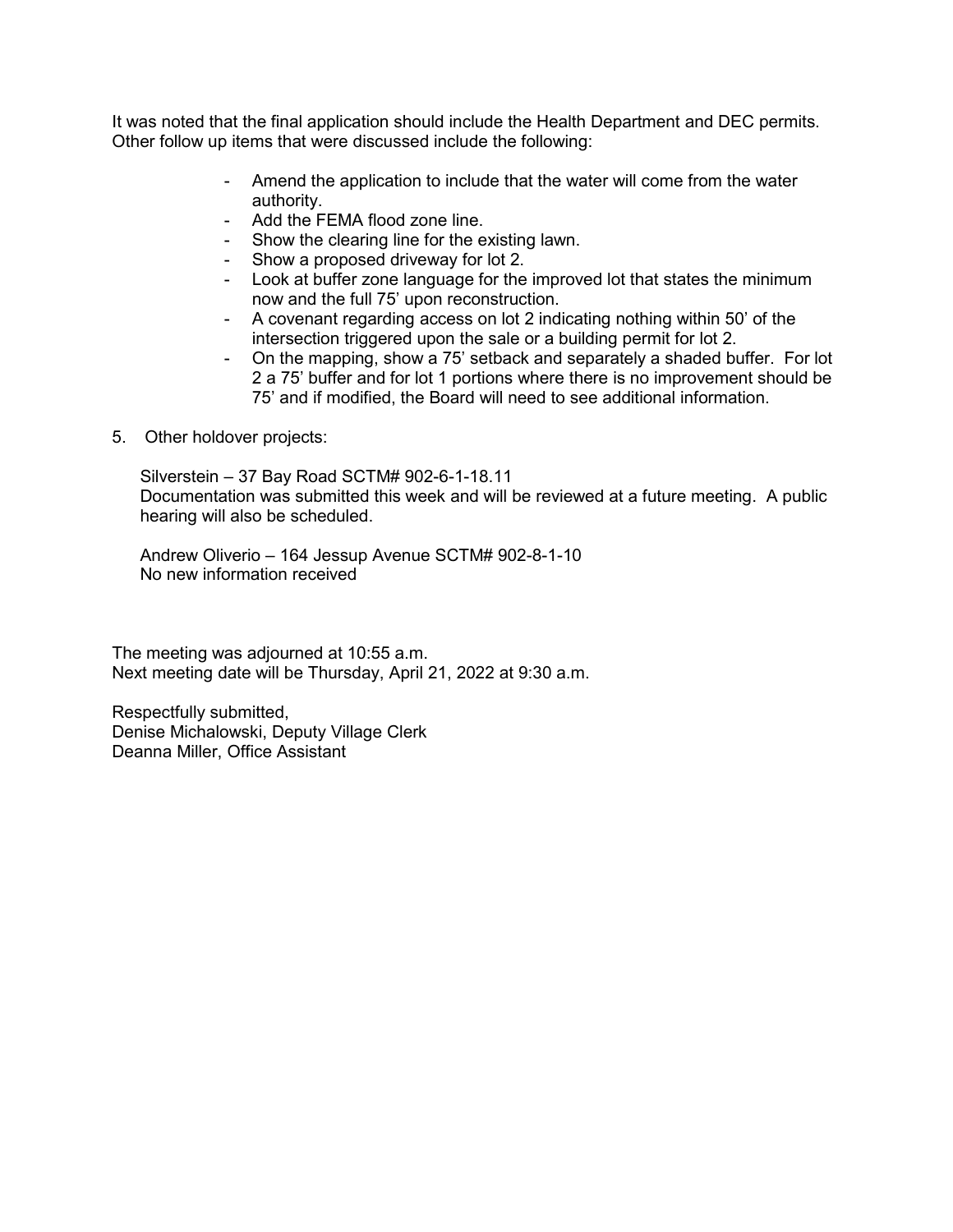It was noted that the final application should include the Health Department and DEC permits. Other follow up items that were discussed include the following:

- Amend the application to include that the water will come from the water authority.
- Add the FEMA flood zone line.
- Show the clearing line for the existing lawn.
- Show a proposed driveway for lot 2.
- Look at buffer zone language for the improved lot that states the minimum now and the full 75' upon reconstruction.
- A covenant regarding access on lot 2 indicating nothing within 50' of the intersection triggered upon the sale or a building permit for lot 2.
- On the mapping, show a 75' setback and separately a shaded buffer. For lot 2 a 75' buffer and for lot 1 portions where there is no improvement should be 75' and if modified, the Board will need to see additional information.

5. Other holdover projects:

Silverstein – 37 Bay Road SCTM# 902-6-1-18.11
Documentation was submitted this week and will be reviewed at a future meeting. A public hearing will also be scheduled.

Andrew Oliverio – 164 Jessup Avenue SCTM# 902-8-1-10
No new information received

The meeting was adjourned at 10:55 a.m.
Next meeting date will be Thursday, April 21, 2022 at 9:30 a.m.

Respectfully submitted,
Denise Michalowski, Deputy Village Clerk
Deanna Miller, Office Assistant